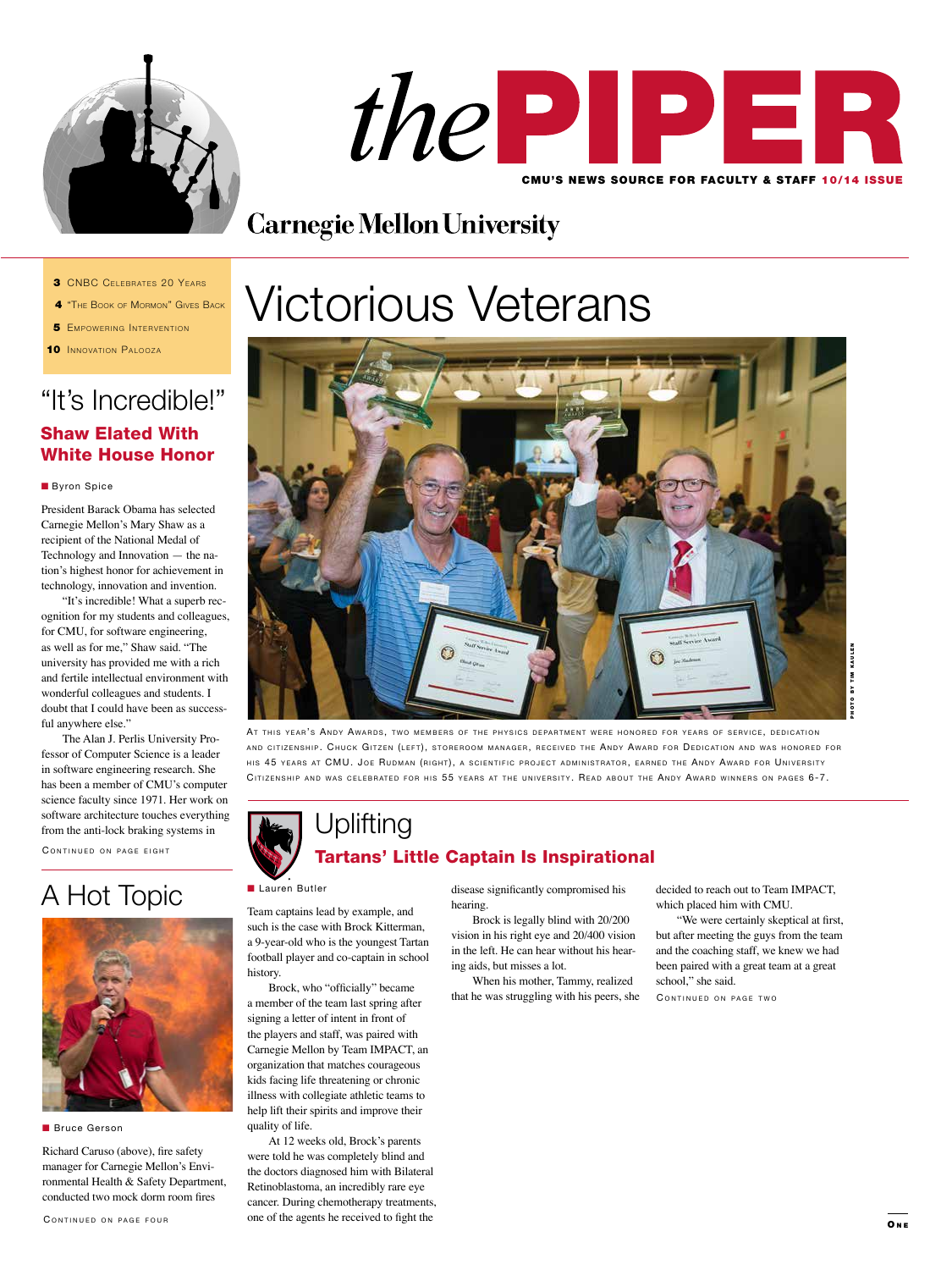# thePIPER

CMU'S NEWS SOURCE FOR FACULTY & STAFF 10/14 ISSUE

Carnegie Mellon University

- 3 CNBC Celebrates 20 Years
- 4 "The Book of Mormon" Gives Back
- 5 Empowering Intervention
- 10 Innovation Palooza

# Victorious Veterans

PHOTO BY TIM KAULEN

At this year's Andy Awards, two members of the physics department were honored for years of service, dedication and citizenship. Chuck Gitzen (left), storeroom manager, received the Andy Award for Dedication and was honored for his 45 years at CMU. Joe Rudman (right), a scientific project administrator, earned the Andy Award for University Citizenship and was celebrated for his 55 years at the university. Read about the Andy Award winners on pages 6-7.

## "It's Incredible!"

### Shaw Elated With White House Honor

■ Byron Spice

President Barack Obama has selected Carnegie Mellon's Mary Shaw as a recipient of the National Medal of Technology and Innovation — the nation's highest honor for achievement in technology, innovation and invention.

"It's incredible! What a superb recognition for my students and colleagues, for CMU, for software engineering, as well as for me," Shaw said. "The university has provided me with a rich and fertile intellectual environment with wonderful colleagues and students. I doubt that I could have been as successful anywhere else."

The Alan J. Perlis University Professor of Computer Science is a leader in software engineering research. She has been a member of CMU's computer science faculty since 1971. Her work on software architecture touches everything from the anti-lock braking systems in

Continued on page eight

## Uplifting

### Tartans' Little Captain Is Inspirational

■ Lauren Butler

Team captains lead by example, and such is the case with Brock Kitterman, a 9-year-old who is the youngest Tartan football player and co-captain in school history.

Brock, who "officially" became a member of the team last spring after signing a letter of intent in front of the players and staff, was paired with Carnegie Mellon by Team IMPACT, an organization that matches courageous kids facing life threatening or chronic illness with collegiate athletic teams to help lift their spirits and improve their quality of life.

At 12 weeks old, Brock's parents were told he was completely blind and the doctors diagnosed him with Bilateral Retinoblastoma, an incredibly rare eye cancer. During chemotherapy treatments, one of the agents he received to fight the disease significantly compromised his hearing.

Brock is legally blind with 20/200 vision in his right eye and 20/400 vision in the left. He can hear without his hearing aids, but misses a lot.

When his mother, Tammy, realized that he was struggling with his peers, she decided to reach out to Team IMPACT, which placed him with CMU.

"We were certainly skeptical at first, but after meeting the guys from the team and the coaching staff, we knew we had been paired with a great team at a great school," she said.

Continued on page two

## A Hot Topic

■ Bruce Gerson

Richard Caruso (above), fire safety manager for Carnegie Mellon's Environmental Health & Safety Department, conducted two mock dorm room fires

Continued on page four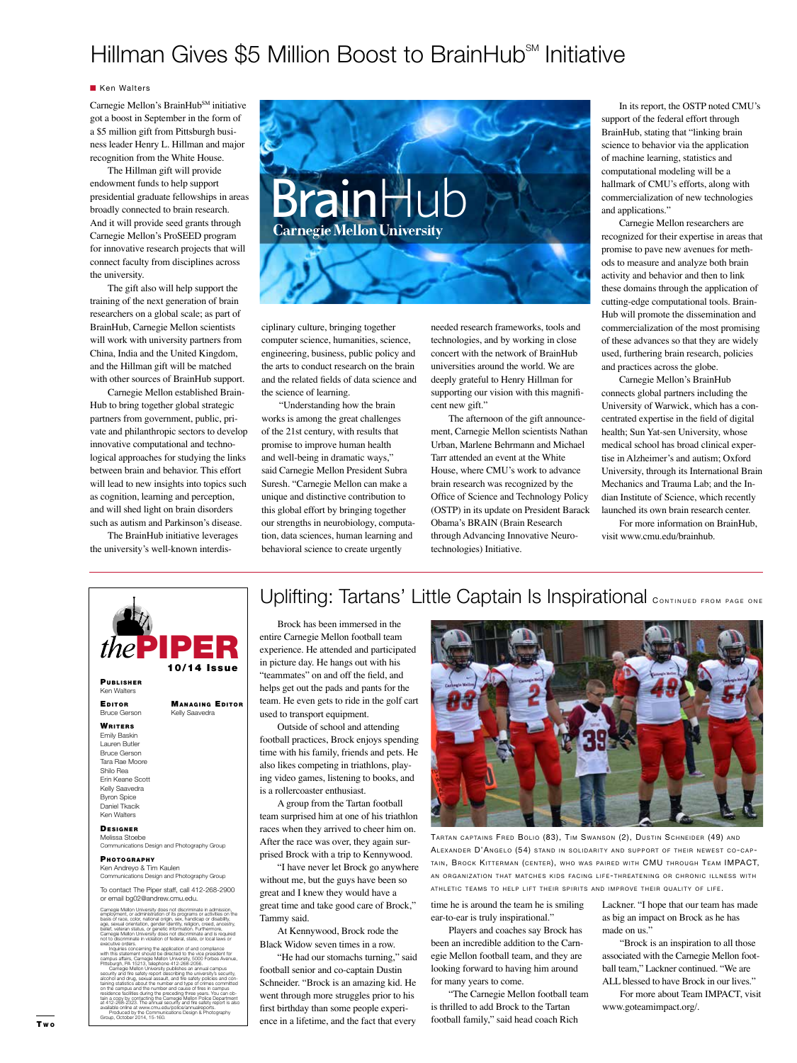# Hillman Gives $5 Million Boost to BrainHub[SM] Initiative

Ken Walters

Carnegie Mellon's BrainHub[SM] initiative got a boost in September in the form of a $5 million gift from Pittsburgh business leader Henry L. Hillman and major recognition from the White House.

The Hillman gift will provide endowment funds to help support presidential graduate fellowships in areas broadly connected to brain research. And it will provide seed grants through Carnegie Mellon's ProSEED program for innovative research projects that will connect faculty from disciplines across the university.

The gift also will help support the training of the next generation of brain researchers on a global scale; as part of BrainHub, Carnegie Mellon scientists will work with university partners from China, India and the United Kingdom, and the Hillman gift will be matched with other sources of BrainHub support.

Carnegie Mellon established BrainHub to bring together global strategic partners from government, public, private and philanthropic sectors to develop innovative computational and technological approaches for studying the links between brain and behavior. This effort will lead to new insights into topics such as cognition, learning and perception, and will shed light on brain disorders such as autism and Parkinson's disease.

The BrainHub initiative leverages the university's well-known interdisciplinary culture, bringing together computer science, humanities, science, engineering, business, public policy and the arts to conduct research on the brain and the related fields of data science and the science of learning.

"Understanding how the brain works is among the great challenges of the 21st century, with results that promise to improve human health and well-being in dramatic ways," said Carnegie Mellon President Subra Suresh. "Carnegie Mellon can make a unique and distinctive contribution to this global effort by bringing together our strengths in neurobiology, computation, data sciences, human learning and behavioral science to create urgently needed research frameworks, tools and technologies, and by working in close concert with the network of BrainHub universities around the world. We are deeply grateful to Henry Hillman for supporting our vision with this magnificent new gift."

The afternoon of the gift announcement, Carnegie Mellon scientists Nathan Urban, Marlene Behrmann and Michael Tarr attended an event at the White House, where CMU's work to advance brain research was recognized by the Office of Science and Technology Policy (OSTP) in its update on President Barack Obama's BRAIN (Brain Research through Advancing Innovative Neurotechnologies) Initiative.

In its report, the OSTP noted CMU's support of the federal effort through BrainHub, stating that "linking brain science to behavior via the application of machine learning, statistics and computational modeling will be a hallmark of CMU's efforts, along with commercialization of new technologies and applications."

Carnegie Mellon researchers are recognized for their expertise in areas that promise to pave new avenues for methods to measure and analyze both brain activity and behavior and then to link these domains through the application of cutting-edge computational tools. BrainHub will promote the dissemination and commercialization of the most promising of these advances so that they are widely used, furthering brain research, policies and practices across the globe.

Carnegie Mellon's BrainHub connects global partners including the University of Warwick, which has a concentrated expertise in the field of digital health; Sun Yat-sen University, whose medical school has broad clinical expertise in Alzheimer's and autism; Oxford University, through its International Brain Mechanics and Trauma Lab; and the Indian Institute of Science, which recently launched its own brain research center.

For more information on BrainHub, visit www.cmu.edu/brainhub.

---

**the PIPER**
**10/14 Issue**

**Publisher**
Ken Walters

**Editor**
Bruce Gerson

**Managing Editor**
Kelly Saavedra

**Writers**
Emily Baskin
Lauren Butler
Bruce Gerson
Tara Rae Moore
Shilo Rea
Erin Keane Scott
Kelly Saavedra
Byron Spice
Daniel Tkacik
Ken Walters

**Designer**
Melissa Stoebe
Communications Design and Photography Group

**Photography**
Ken Andreyo & Tim Kaulen
Communications Design and Photography Group

To contact The Piper staff, call 412-268-2900 or email bg02@andrew.cmu.edu.

Carnegie Mellon University does not discriminate in admission, employment, or administration of its programs or activities on the basis of race, color, national origin, sex, handicap or disability, age, sexual orientation, gender identity, religion, creed, ancestry, belief, veteran status, or genetic information. Furthermore, Carnegie Mellon University does not discriminate and is required not to discriminate in violation of federal, state, or local laws or executive orders.

Inquiries concerning the application of and compliance with this statement should be directed to the vice president for campus affairs, Carnegie Mellon University, 5000 Forbes Avenue, Pittsburgh, PA 15213, telephone 412-268-2056.

Carnegie Mellon University publishes an annual campus security and fire safety report describing the university's security, alcohol and drug, sexual assault, and fire safety policies and containing statistics about the number and type of crimes committed on the campus and the number and cause of fires in campus residence facilities during the preceding three years. You can obtain a copy by contacting the Carnegie Mellon Police Department at 412-268-2323. The annual security and fire safety report is also available online at www.cmu.edu/police/annualreports.

Produced by the Communications Design & Photography Group, October 2014, 15-160.

---

# Uplifting: Tartans' Little Captain Is Inspirational

Continued from page one

Brock has been immersed in the entire Carnegie Mellon football team experience. He attended and participated in picture day. He hangs out with his "teammates" on and off the field, and helps get out the pads and pants for the team. He even gets to ride in the golf cart used to transport equipment.

Outside of school and attending football practices, Brock enjoys spending time with his family, friends and pets. He also likes competing in triathlons, playing video games, listening to books, and is a rollercoaster enthusiast.

A group from the Tartan football team surprised him at one of his triathlon races when they arrived to cheer him on. After the race was over, they again surprised Brock with a trip to Kennywood.

"I have never let Brock go anywhere without me, but the guys have been so great and I knew they would have a great time and take good care of Brock," Tammy said.

At Kennywood, Brock rode the Black Widow seven times in a row.

"He had our stomachs turning," said football senior and co-captain Dustin Schneider. "Brock is an amazing kid. He went through more struggles prior to his first birthday than some people experience in a lifetime, and the fact that every time he is around the team he is smiling ear-to-ear is truly inspirational."

Players and coaches say Brock has been an incredible addition to the Carnegie Mellon football team, and they are looking forward to having him around for many years to come.

"The Carnegie Mellon football team is thrilled to add Brock to the Tartan football family," said head coach Rich Lackner. "I hope that our team has made as big an impact on Brock as he has made on us."

"Brock is an inspiration to all those associated with the Carnegie Mellon football team," Lackner continued. "We are ALL blessed to have Brock in our lives."

For more about Team IMPACT, visit www.goteamimpact.org/.

Tartan captains Fred Bolio (83), Tim Swanson (2), Dustin Schneider (49) and Alexander D'Angelo (54) stand in solidarity and support of their newest co-captain, Brock Kitterman (center), who was paired with CMU through Team IMPACT, an organization that matches kids facing life-threatening or chronic illness with athletic teams to help lift their spirits and improve their quality of life.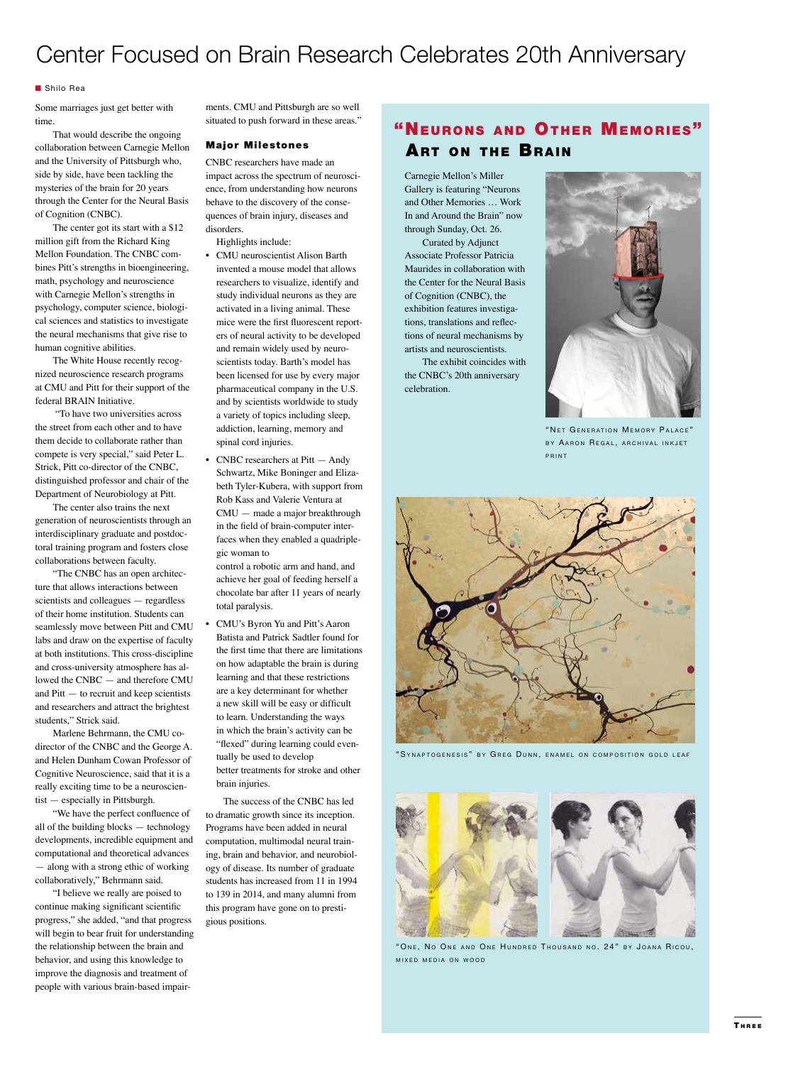# Center Focused on Brain Research Celebrates 20th Anniversary

Shilo Rea

Some marriages just get better with time.

That would describe the ongoing collaboration between Carnegie Mellon and the University of Pittsburgh who, side by side, have been tackling the mysteries of the brain for 20 years through the Center for the Neural Basis of Cognition (CNBC).

The center got its start with a $12 million gift from the Richard King Mellon Foundation. The CNBC combines Pitt's strengths in bioengineering, math, psychology and neuroscience with Carnegie Mellon's strengths in psychology, computer science, biological sciences and statistics to investigate the neural mechanisms that give rise to human cognitive abilities.

The White House recently recognized neuroscience research programs at CMU and Pitt for their support of the federal BRAIN Initiative.

"To have two universities across the street from each other and to have them decide to collaborate rather than compete is very special," said Peter L. Strick, Pitt co-director of the CNBC, distinguished professor and chair of the Department of Neurobiology at Pitt.

The center also trains the next generation of neuroscientists through an interdisciplinary graduate and postdoctoral training program and fosters close collaborations between faculty.

"The CNBC has an open architecture that allows interactions between scientists and colleagues — regardless of their home institution. Students can seamlessly move between Pitt and CMU labs and draw on the expertise of faculty at both institutions. This cross-discipline and cross-university atmosphere has allowed the CNBC — and therefore CMU and Pitt — to recruit and keep scientists and researchers and attract the brightest students," Strick said.

Marlene Behrmann, the CMU co-director of the CNBC and the George A. and Helen Dunham Cowan Professor of Cognitive Neuroscience, said that it is a really exciting time to be a neuroscientist — especially in Pittsburgh.

"We have the perfect confluence of all of the building blocks — technology developments, incredible equipment and computational and theoretical advances — along with a strong ethic of working collaboratively," Behrmann said.

"I believe we really are poised to continue making significant scientific progress," she added, "and that progress will begin to bear fruit for understanding the relationship between the brain and behavior, and using this knowledge to improve the diagnosis and treatment of people with various brain-based impairments. CMU and Pittsburgh are so well situated to push forward in these areas."

## Major Milestones

CNBC researchers have made an impact across the spectrum of neuroscience, from understanding how neurons behave to the discovery of the consequences of brain injury, diseases and disorders.

Highlights include:

- CMU neuroscientist Alison Barth invented a mouse model that allows researchers to visualize, identify and study individual neurons as they are activated in a living animal. These mice were the first fluorescent reporters of neural activity to be developed and remain widely used by neuroscientists today. Barth's model has been licensed for use by every major pharmaceutical company in the U.S. and by scientists worldwide to study a variety of topics including sleep, addiction, learning, memory and spinal cord injuries.
- CNBC researchers at Pitt — Andy Schwartz, Mike Boninger and Elizabeth Tyler-Kubera, with support from Rob Kass and Valerie Ventura at CMU — made a major breakthrough in the field of brain-computer interfaces when they enabled a quadriplegic woman to control a robotic arm and hand, and achieve her goal of feeding herself a chocolate bar after 11 years of nearly total paralysis.
- CMU's Byron Yu and Pitt's Aaron Batista and Patrick Sadtler found for the first time that there are limitations on how adaptable the brain is during learning and that these restrictions are a key determinant for whether a new skill will be easy or difficult to learn. Understanding the ways in which the brain's activity can be "flexed" during learning could eventually be used to develop better treatments for stroke and other brain injuries.

The success of the CNBC has led to dramatic growth since its inception. Programs have been added in neural computation, multimodal neural training, brain and behavior, and neurobiology of disease. Its number of graduate students has increased from 11 in 1994 to 139 in 2014, and many alumni from this program have gone on to prestigious positions.

## "Neurons and Other Memories" Art on the Brain

Carnegie Mellon's Miller Gallery is featuring "Neurons and Other Memories … Work In and Around the Brain" now through Sunday, Oct. 26.

Curated by Adjunct Associate Professor Patricia Maurides in collaboration with the Center for the Neural Basis of Cognition (CNBC), the exhibition features investigations, translations and reflections of neural mechanisms by artists and neuroscientists.

The exhibit coincides with the CNBC's 20th anniversary celebration.

"Net Generation Memory Palace" by Aaron Regal, archival inkjet print

"Synaptogenesis" by Greg Dunn, enamel on composition gold leaf

"One, No One and One Hundred Thousand no. 24" by Joana Ricou, mixed media on wood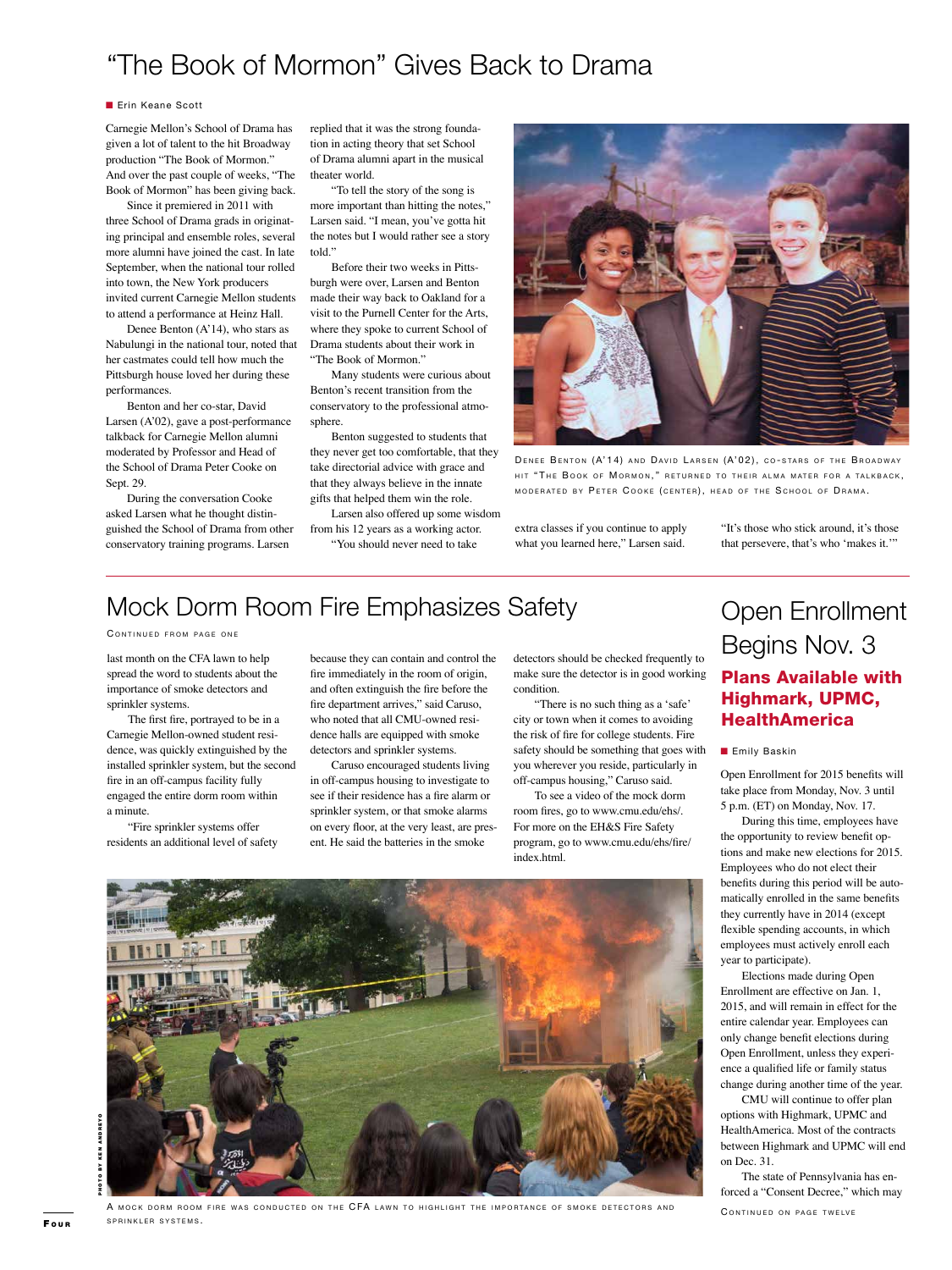# “The Book of Mormon” Gives Back to Drama

Erin Keane Scott

Carnegie Mellon's School of Drama has given a lot of talent to the hit Broadway production “The Book of Mormon.” And over the past couple of weeks, “The Book of Mormon” has been giving back.

Since it premiered in 2011 with three School of Drama grads in originating principal and ensemble roles, several more alumni have joined the cast. In late September, when the national tour rolled into town, the New York producers invited current Carnegie Mellon students to attend a performance at Heinz Hall.

Denee Benton (A'14), who stars as Nabulungi in the national tour, noted that her castmates could tell how much the Pittsburgh house loved her during these performances.

Benton and her co-star, David Larsen (A'02), gave a post-performance talkback for Carnegie Mellon alumni moderated by Professor and Head of the School of Drama Peter Cooke on Sept. 29.

During the conversation Cooke asked Larsen what he thought distinguished the School of Drama from other conservatory training programs. Larsen replied that it was the strong foundation in acting theory that set School of Drama alumni apart in the musical theater world.

“To tell the story of the song is more important than hitting the notes,” Larsen said. “I mean, you've gotta hit the notes but I would rather see a story told.”

Before their two weeks in Pittsburgh were over, Larsen and Benton made their way back to Oakland for a visit to the Purnell Center for the Arts, where they spoke to current School of Drama students about their work in “The Book of Mormon.”

Many students were curious about Benton's recent transition from the conservatory to the professional atmosphere.

Benton suggested to students that they never get too comfortable, that they take directorial advice with grace and that they always believe in the innate gifts that helped them win the role.

Larsen also offered up some wisdom from his 12 years as a working actor.

“You should never need to take extra classes if you continue to apply what you learned here,” Larsen said. “It's those who stick around, it's those that persevere, that's who ‘makes it.’”

Denee Benton (A'14) and David Larsen (A'02), co-stars of the Broadway hit “The Book of Mormon,” returned to their alma mater for a talkback, moderated by Peter Cooke (center), head of the School of Drama.

# Mock Dorm Room Fire Emphasizes Safety

Continued from page one

last month on the CFA lawn to help spread the word to students about the importance of smoke detectors and sprinkler systems.

The first fire, portrayed to be in a Carnegie Mellon-owned student residence, was quickly extinguished by the installed sprinkler system, but the second fire in an off-campus facility fully engaged the entire dorm room within a minute.

“Fire sprinkler systems offer residents an additional level of safety because they can contain and control the fire immediately in the room of origin, and often extinguish the fire before the fire department arrives,” said Caruso, who noted that all CMU-owned residence halls are equipped with smoke detectors and sprinkler systems.

Caruso encouraged students living in off-campus housing to investigate to see if their residence has a fire alarm or sprinkler system, or that smoke alarms on every floor, at the very least, are present. He said the batteries in the smoke detectors should be checked frequently to make sure the detector is in good working condition.

“There is no such thing as a ‘safe’ city or town when it comes to avoiding the risk of fire for college students. Fire safety should be something that goes with you wherever you reside, particularly in off-campus housing,” Caruso said.

To see a video of the mock dorm room fires, go to www.cmu.edu/ehs/. For more on the EH&S Fire Safety program, go to www.cmu.edu/ehs/fire/index.html.

Photo by Ken Andreyo

A mock dorm room fire was conducted on the CFA lawn to highlight the importance of smoke detectors and sprinkler systems.

# Open Enrollment Begins Nov. 3

## Plans Available with Highmark, UPMC, HealthAmerica

Emily Baskin

Open Enrollment for 2015 benefits will take place from Monday, Nov. 3 until 5 p.m. (ET) on Monday, Nov. 17.

During this time, employees have the opportunity to review benefit options and make new elections for 2015. Employees who do not elect their benefits during this period will be automatically enrolled in the same benefits they currently have in 2014 (except flexible spending accounts, in which employees must actively enroll each year to participate).

Elections made during Open Enrollment are effective on Jan. 1, 2015, and will remain in effect for the entire calendar year. Employees can only change benefit elections during Open Enrollment, unless they experience a qualified life or family status change during another time of the year.

CMU will continue to offer plan options with Highmark, UPMC and HealthAmerica. Most of the contracts between Highmark and UPMC will end on Dec. 31.

The state of Pennsylvania has enforced a “Consent Decree,” which may

Continued on page twelve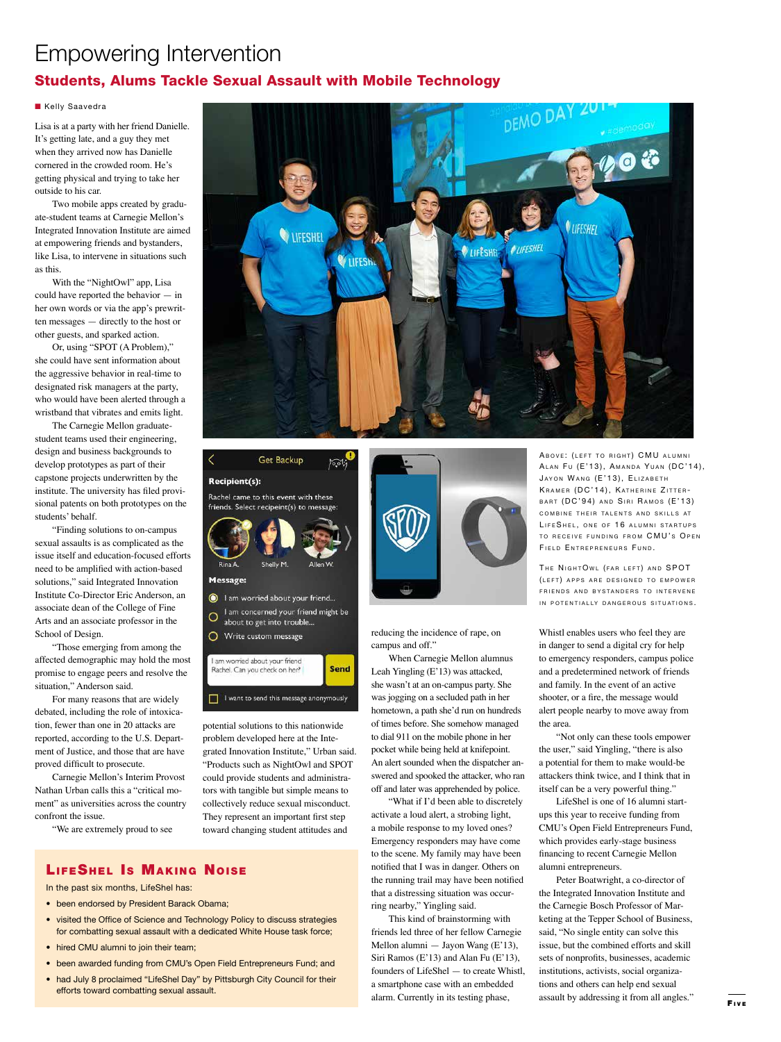# Empowering Intervention

## Students, Alums Tackle Sexual Assault with Mobile Technology

■ Kelly Saavedra

Lisa is at a party with her friend Danielle. It's getting late, and a guy they met when they arrived now has Danielle cornered in the crowded room. He's getting physical and trying to take her outside to his car.

Two mobile apps created by graduate-student teams at Carnegie Mellon's Integrated Innovation Institute are aimed at empowering friends and bystanders, like Lisa, to intervene in situations such as this.

With the "NightOwl" app, Lisa could have reported the behavior — in her own words or via the app's prewritten messages — directly to the host or other guests, and sparked action.

Or, using "SPOT (A Problem)," she could have sent information about the aggressive behavior in real-time to designated risk managers at the party, who would have been alerted through a wristband that vibrates and emits light.

The Carnegie Mellon graduate-student teams used their engineering, design and business backgrounds to develop prototypes as part of their capstone projects underwritten by the institute. The university has filed provisional patents on both prototypes on the students' behalf.

"Finding solutions to on-campus sexual assaults is as complicated as the issue itself and education-focused efforts need to be amplified with action-based solutions," said Integrated Innovation Institute Co-Director Eric Anderson, an associate dean of the College of Fine Arts and an associate professor in the School of Design.

"Those emerging from among the affected demographic may hold the most promise to engage peers and resolve the situation," Anderson said.

For many reasons that are widely debated, including the role of intoxication, fewer than one in 20 attacks are reported, according to the U.S. Department of Justice, and those that are have proved difficult to prosecute.

Carnegie Mellon's Interim Provost Nathan Urban calls this a "critical moment" as universities across the country confront the issue.

"We are extremely proud to see potential solutions to this nationwide problem developed here at the Integrated Innovation Institute," Urban said. "Products such as NightOwl and SPOT could provide students and administrators with tangible but simple means to collectively reduce sexual misconduct. They represent an important first step toward changing student attitudes and reducing the incidence of rape, on campus and off."

When Carnegie Mellon alumnus Leah Yingling (E'13) was attacked, she wasn't at an on-campus party. She was jogging on a secluded path in her hometown, a path she'd run on hundreds of times before. She somehow managed to dial 911 on the mobile phone in her pocket while being held at knifepoint. An alert sounded when the dispatcher answered and spooked the attacker, who ran off and later was apprehended by police.

"What if I'd been able to discretely activate a loud alert, a strobing light, a mobile response to my loved ones? Emergency responders may have come to the scene. My family may have been notified that I was in danger. Others on the running trail may have been notified that a distressing situation was occurring nearby," Yingling said.

This kind of brainstorming with friends led three of her fellow Carnegie Mellon alumni — Jayon Wang (E'13), Siri Ramos (E'13) and Alan Fu (E'13), founders of LifeShel — to create Whistl, a smartphone case with an embedded alarm. Currently in its testing phase, Whistl enables users who feel they are in danger to send a digital cry for help to emergency responders, campus police and a predetermined network of friends and family. In the event of an active shooter, or a fire, the message would alert people nearby to move away from the area.

"Not only can these tools empower the user," said Yingling, "there is also a potential for them to make would-be attackers think twice, and I think that in itself can be a very powerful thing."

LifeShel is one of 16 alumni startups this year to receive funding from CMU's Open Field Entrepreneurs Fund, which provides early-stage business financing to recent Carnegie Mellon alumni entrepreneurs.

Peter Boatwright, a co-director of the Integrated Innovation Institute and the Carnegie Bosch Professor of Marketing at the Tepper School of Business, said, "No single entity can solve this issue, but the combined efforts and skill sets of nonprofits, businesses, academic institutions, activists, social organizations and others can help end sexual assault by addressing it from all angles."

Above: (left to right) CMU alumni Alan Fu (E'13), Amanda Yuan (DC'14), Jayon Wang (E'13), Elizabeth Kramer (DC'14), Katherine Zitterbart (DC'94) and Siri Ramos (E'13) combine their talents and skills at LifeShel, one of 16 alumni startups to receive funding from CMU's Open Field Entrepreneurs Fund.

The NightOwl (far left) and SPOT (left) apps are designed to empower friends and bystanders to intervene in potentially dangerous situations.

### LifeShel Is Making Noise

In the past six months, LifeShel has:

- been endorsed by President Barack Obama;
- visited the Office of Science and Technology Policy to discuss strategies for combatting sexual assault with a dedicated White House task force;
- hired CMU alumni to join their team;
- been awarded funding from CMU's Open Field Entrepreneurs Fund; and
- had July 8 proclaimed "LifeShel Day" by Pittsburgh City Council for their efforts toward combatting sexual assault.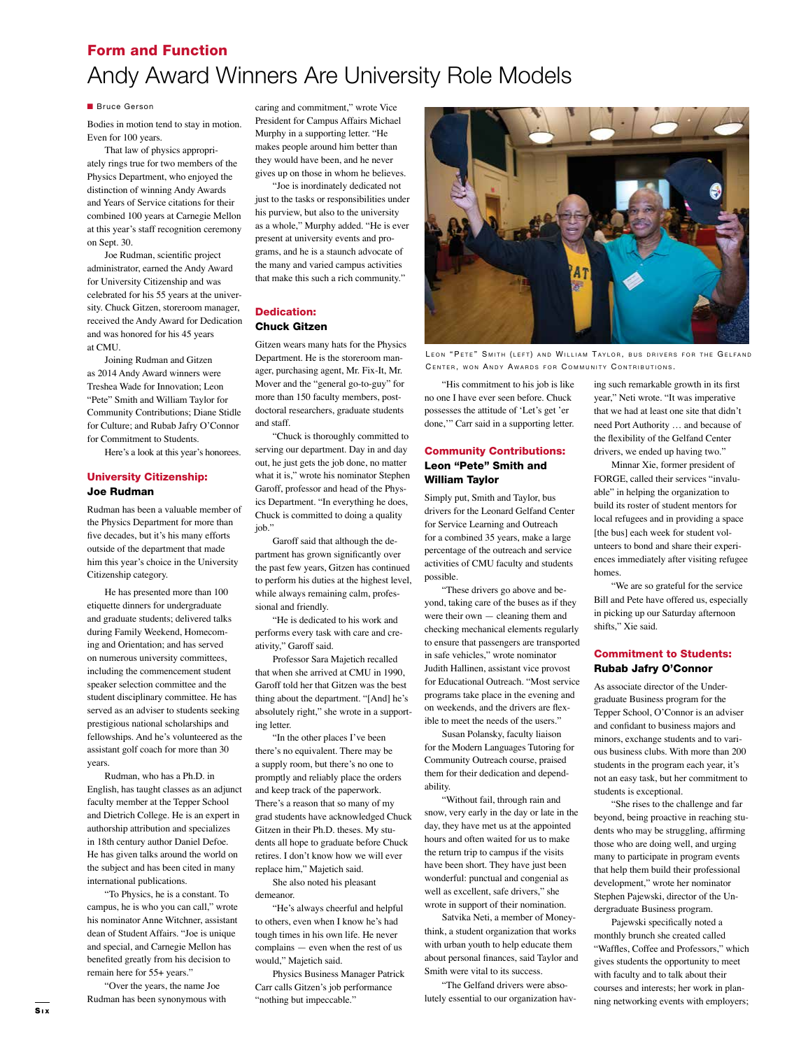## Form and Function

# Andy Award Winners Are University Role Models

Bruce Gerson

Bodies in motion tend to stay in motion. Even for 100 years.

That law of physics appropriately rings true for two members of the Physics Department, who enjoyed the distinction of winning Andy Awards and Years of Service citations for their combined 100 years at Carnegie Mellon at this year's staff recognition ceremony on Sept. 30.

Joe Rudman, scientific project administrator, earned the Andy Award for University Citizenship and was celebrated for his 55 years at the university. Chuck Gitzen, storeroom manager, received the Andy Award for Dedication and was honored for his 45 years at CMU.

Joining Rudman and Gitzen as 2014 Andy Award winners were Treshea Wade for Innovation; Leon "Pete" Smith and William Taylor for Community Contributions; Diane Stidle for Culture; and Rubab Jafry O'Connor for Commitment to Students.

Here's a look at this year's honorees.

### University Citizenship: Joe Rudman

Rudman has been a valuable member of the Physics Department for more than five decades, but it's his many efforts outside of the department that made him this year's choice in the University Citizenship category.

He has presented more than 100 etiquette dinners for undergraduate and graduate students; delivered talks during Family Weekend, Homecoming and Orientation; and has served on numerous university committees, including the commencement student speaker selection committee and the student disciplinary committee. He has served as an adviser to students seeking prestigious national scholarships and fellowships. And he's volunteered as the assistant golf coach for more than 30 years.

Rudman, who has a Ph.D. in English, has taught classes as an adjunct faculty member at the Tepper School and Dietrich College. He is an expert in authorship attribution and specializes in 18th century author Daniel Defoe. He has given talks around the world on the subject and has been cited in many international publications.

"To Physics, he is a constant. To campus, he is who you can call," wrote his nominator Anne Witchner, assistant dean of Student Affairs. "Joe is unique and special, and Carnegie Mellon has benefited greatly from his decision to remain here for 55+ years."

"Over the years, the name Joe Rudman has been synonymous with caring and commitment," wrote Vice President for Campus Affairs Michael Murphy in a supporting letter. "He makes people around him better than they would have been, and he never gives up on those in whom he believes.

"Joe is inordinately dedicated not just to the tasks or responsibilities under his purview, but also to the university as a whole," Murphy added. "He is ever present at university events and programs, and he is a staunch advocate of the many and varied campus activities that make this such a rich community."

### Dedication: Chuck Gitzen

Gitzen wears many hats for the Physics Department. He is the storeroom manager, purchasing agent, Mr. Fix-It, Mr. Mover and the "general go-to-guy" for more than 150 faculty members, postdoctoral researchers, graduate students and staff.

"Chuck is thoroughly committed to serving our department. Day in and day out, he just gets the job done, no matter what it is," wrote his nominator Stephen Garoff, professor and head of the Physics Department. "In everything he does, Chuck is committed to doing a quality job."

Garoff said that although the department has grown significantly over the past few years, Gitzen has continued to perform his duties at the highest level, while always remaining calm, professional and friendly.

"He is dedicated to his work and performs every task with care and creativity," Garoff said.

Professor Sara Majetich recalled that when she arrived at CMU in 1990, Garoff told her that Gitzen was the best thing about the department. "[And] he's absolutely right," she wrote in a supporting letter.

"In the other places I've been there's no equivalent. There may be a supply room, but there's no one to promptly and reliably place the orders and keep track of the paperwork. There's a reason that so many of my grad students have acknowledged Chuck Gitzen in their Ph.D. theses. My students all hope to graduate before Chuck retires. I don't know how we will ever replace him," Majetich said.

She also noted his pleasant demeanor.

"He's always cheerful and helpful to others, even when I know he's had tough times in his own life. He never complains — even when the rest of us would," Majetich said.

Physics Business Manager Patrick Carr calls Gitzen's job performance "nothing but impeccable."

Leon "Pete" Smith (left) and William Taylor, bus drivers for the Gelfand Center, won Andy Awards for Community Contributions.

"His commitment to his job is like no one I have ever seen before. Chuck possesses the attitude of 'Let's get 'er done,'" Carr said in a supporting letter.

### Community Contributions: Leon "Pete" Smith and William Taylor

Simply put, Smith and Taylor, bus drivers for the Leonard Gelfand Center for Service Learning and Outreach for a combined 35 years, make a large percentage of the outreach and service activities of CMU faculty and students possible.

"These drivers go above and beyond, taking care of the buses as if they were their own — cleaning them and checking mechanical elements regularly to ensure that passengers are transported in safe vehicles," wrote nominator Judith Hallinen, assistant vice provost for Educational Outreach. "Most service programs take place in the evening and on weekends, and the drivers are flexible to meet the needs of the users."

Susan Polansky, faculty liaison for the Modern Languages Tutoring for Community Outreach course, praised them for their dedication and dependability.

"Without fail, through rain and snow, very early in the day or late in the day, they have met us at the appointed hours and often waited for us to make the return trip to campus if the visits have been short. They have just been wonderful: punctual and congenial as well as excellent, safe drivers," she wrote in support of their nomination.

Satvika Neti, a member of Moneythink, a student organization that works with urban youth to help educate them about personal finances, said Taylor and Smith were vital to its success.

"The Gelfand drivers were absolutely essential to our organization having such remarkable growth in its first year," Neti wrote. "It was imperative that we had at least one site that didn't need Port Authority … and because of the flexibility of the Gelfand Center drivers, we ended up having two."

Minnar Xie, former president of FORGE, called their services "invaluable" in helping the organization to build its roster of student mentors for local refugees and in providing a space [the bus] each week for student volunteers to bond and share their experiences immediately after visiting refugee homes.

"We are so grateful for the service Bill and Pete have offered us, especially in picking up our Saturday afternoon shifts," Xie said.

### Commitment to Students: Rubab Jafry O'Connor

As associate director of the Undergraduate Business program for the Tepper School, O'Connor is an adviser and confidant to business majors and minors, exchange students and to various business clubs. With more than 200 students in the program each year, it's not an easy task, but her commitment to students is exceptional.

"She rises to the challenge and far beyond, being proactive in reaching students who may be struggling, affirming those who are doing well, and urging many to participate in program events that help them build their professional development," wrote her nominator Stephen Pajewski, director of the Undergraduate Business program.

Pajewski specifically noted a monthly brunch she created called "Waffles, Coffee and Professors," which gives students the opportunity to meet with faculty and to talk about their courses and interests; her work in planning networking events with employers;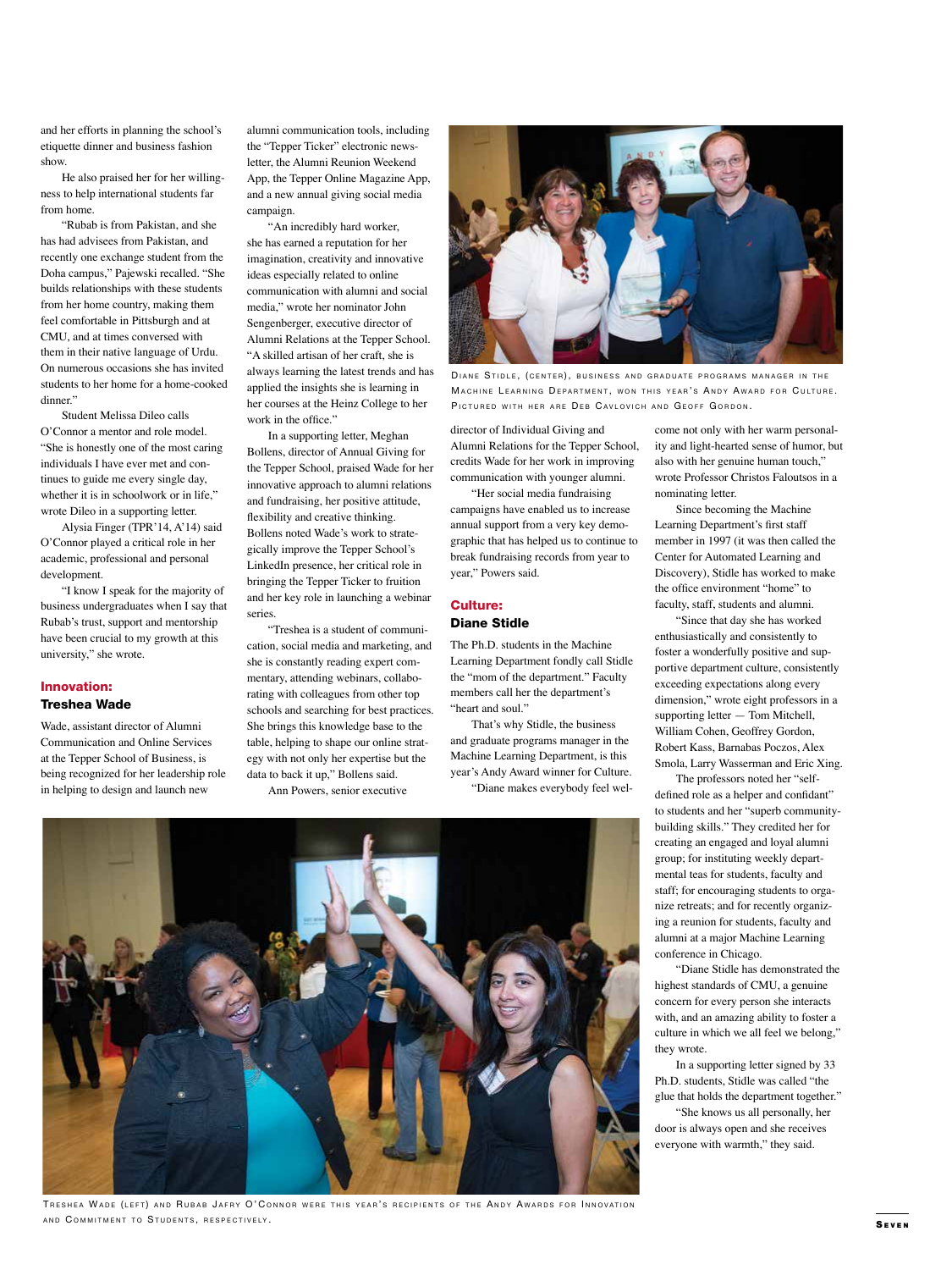and her efforts in planning the school's etiquette dinner and business fashion show.

He also praised her for her willingness to help international students far from home.

"Rubab is from Pakistan, and she has had advisees from Pakistan, and recently one exchange student from the Doha campus," Pajewski recalled. "She builds relationships with these students from her home country, making them feel comfortable in Pittsburgh and at CMU, and at times conversed with them in their native language of Urdu. On numerous occasions she has invited students to her home for a home-cooked dinner."

Student Melissa Dileo calls O'Connor a mentor and role model. "She is honestly one of the most caring individuals I have ever met and continues to guide me every single day, whether it is in schoolwork or in life," wrote Dileo in a supporting letter.

Alysia Finger (TPR'14, A'14) said O'Connor played a critical role in her academic, professional and personal development.

"I know I speak for the majority of business undergraduates when I say that Rubab's trust, support and mentorship have been crucial to my growth at this university," she wrote.

## Innovation:
### Treshea Wade

Wade, assistant director of Alumni Communication and Online Services at the Tepper School of Business, is being recognized for her leadership role in helping to design and launch new alumni communication tools, including the "Tepper Ticker" electronic newsletter, the Alumni Reunion Weekend App, the Tepper Online Magazine App, and a new annual giving social media campaign.

"An incredibly hard worker, she has earned a reputation for her imagination, creativity and innovative ideas especially related to online communication with alumni and social media," wrote her nominator John Sengenberger, executive director of Alumni Relations at the Tepper School. "A skilled artisan of her craft, she is always learning the latest trends and has applied the insights she is learning in her courses at the Heinz College to her work in the office."

In a supporting letter, Meghan Bollens, director of Annual Giving for the Tepper School, praised Wade for her innovative approach to alumni relations and fundraising, her positive attitude, flexibility and creative thinking. Bollens noted Wade's work to strategically improve the Tepper School's LinkedIn presence, her critical role in bringing the Tepper Ticker to fruition and her key role in launching a webinar series.

"Treshea is a student of communication, social media and marketing, and she is constantly reading expert commentary, attending webinars, collaborating with colleagues from other top schools and searching for best practices. She brings this knowledge base to the table, helping to shape our online strategy with not only her expertise but the data to back it up," Bollens said.

Ann Powers, senior executive director of Individual Giving and Alumni Relations for the Tepper School, credits Wade for her work in improving communication with younger alumni.

"Her social media fundraising campaigns have enabled us to increase annual support from a very key demographic that has helped us to continue to break fundraising records from year to year," Powers said.

Diane Stidle, (center), business and graduate programs manager in the Machine Learning Department, won this year's Andy Award for Culture. Pictured with her are Deb Cavlovich and Geoff Gordon.

## Culture:
### Diane Stidle

The Ph.D. students in the Machine Learning Department fondly call Stidle the "mom of the department." Faculty members call her the department's "heart and soul."

That's why Stidle, the business and graduate programs manager in the Machine Learning Department, is this year's Andy Award winner for Culture.

"Diane makes everybody feel welcome not only with her warm personality and light-hearted sense of humor, but also with her genuine human touch," wrote Professor Christos Faloutsos in a nominating letter.

Since becoming the Machine Learning Department's first staff member in 1997 (it was then called the Center for Automated Learning and Discovery), Stidle has worked to make the office environment "home" to faculty, staff, students and alumni.

"Since that day she has worked enthusiastically and consistently to foster a wonderfully positive and supportive department culture, consistently exceeding expectations along every dimension," wrote eight professors in a supporting letter — Tom Mitchell, William Cohen, Geoffrey Gordon, Robert Kass, Barnabas Poczos, Alex Smola, Larry Wasserman and Eric Xing.

The professors noted her "self-defined role as a helper and confidant" to students and her "superb community-building skills." They credited her for creating an engaged and loyal alumni group; for instituting weekly departmental teas for students, faculty and staff; for encouraging students to organize retreats; and for recently organizing a reunion for students, faculty and alumni at a major Machine Learning conference in Chicago.

"Diane Stidle has demonstrated the highest standards of CMU, a genuine concern for every person she interacts with, and an amazing ability to foster a culture in which we all feel we belong," they wrote.

In a supporting letter signed by 33 Ph.D. students, Stidle was called "the glue that holds the department together."

"She knows us all personally, her door is always open and she receives everyone with warmth," they said.

Treshea Wade (left) and Rubab Jafry O'Connor were this year's recipients of the Andy Awards for Innovation and Commitment to Students, respectively.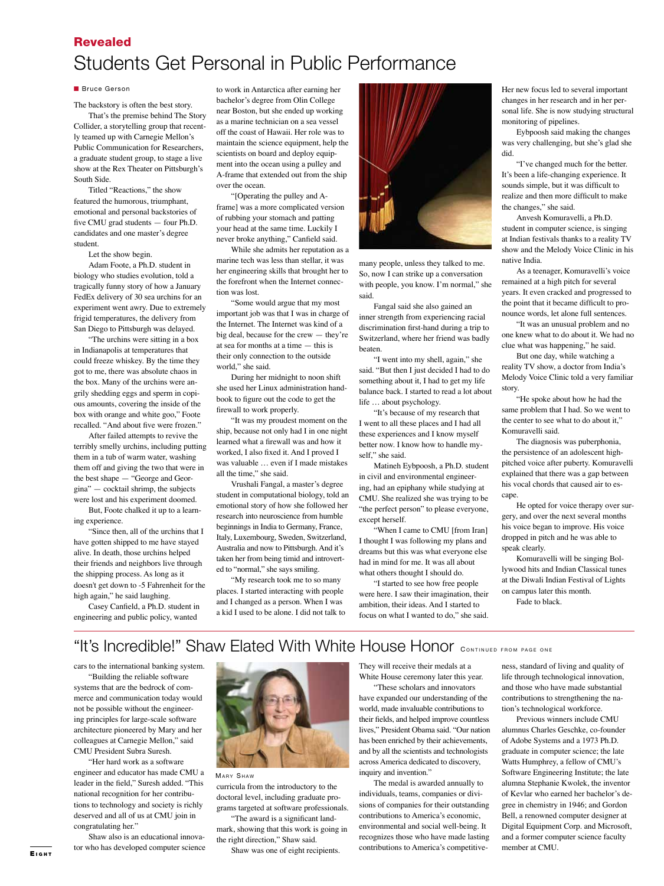**Revealed**

# Students Get Personal in Public Performance

Bruce Gerson

The backstory is often the best story.

That's the premise behind The Story Collider, a storytelling group that recently teamed up with Carnegie Mellon's Public Communication for Researchers, a graduate student group, to stage a live show at the Rex Theater on Pittsburgh's South Side.

Titled "Reactions," the show featured the humorous, triumphant, emotional and personal backstories of five CMU grad students — four Ph.D. candidates and one master's degree student.

Let the show begin.

Adam Foote, a Ph.D. student in biology who studies evolution, told a tragically funny story of how a January FedEx delivery of 30 sea urchins for an experiment went awry. Due to extremely frigid temperatures, the delivery from San Diego to Pittsburgh was delayed.

"The urchins were sitting in a box in Indianapolis at temperatures that could freeze whiskey. By the time they got to me, there was absolute chaos in the box. Many of the urchins were angrily shedding eggs and sperm in copious amounts, covering the inside of the box with orange and white goo," Foote recalled. "And about five were frozen."

After failed attempts to revive the terribly smelly urchins, including putting them in a tub of warm water, washing them off and giving the two that were in the best shape — "George and Georgina" — cocktail shrimp, the subjects were lost and his experiment doomed.

But, Foote chalked it up to a learning experience.

"Since then, all of the urchins that I have gotten shipped to me have stayed alive. In death, those urchins helped their friends and neighbors live through the shipping process. As long as it doesn't get down to -5 Fahrenheit for the high again," he said laughing.

Casey Canfield, a Ph.D. student in engineering and public policy, wanted to work in Antarctica after earning her bachelor's degree from Olin College near Boston, but she ended up working as a marine technician on a sea vessel off the coast of Hawaii. Her role was to maintain the science equipment, help the scientists on board and deploy equipment into the ocean using a pulley and A-frame that extended out from the ship over the ocean.

"[Operating the pulley and A-frame] was a more complicated version of rubbing your stomach and patting your head at the same time. Luckily I never broke anything," Canfield said.

While she admits her reputation as a marine tech was less than stellar, it was her engineering skills that brought her to the forefront when the Internet connection was lost.

"Some would argue that my most important job was that I was in charge of the Internet. The Internet was kind of a big deal, because for the crew — they're at sea for months at a time — this is their only connection to the outside world," she said.

During her midnight to noon shift she used her Linux administration handbook to figure out the code to get the firewall to work properly.

"It was my proudest moment on the ship, because not only had I in one night learned what a firewall was and how it worked, I also fixed it. And I proved I was valuable … even if I made mistakes all the time," she said.

Vrushali Fangal, a master's degree student in computational biology, told an emotional story of how she followed her research into neuroscience from humble beginnings in India to Germany, France, Italy, Luxembourg, Sweden, Switzerland, Australia and now to Pittsburgh. And it's taken her from being timid and introverted to "normal," she says smiling.

"My research took me to so many places. I started interacting with people and I changed as a person. When I was a kid I used to be alone. I did not talk to many people, unless they talked to me. So, now I can strike up a conversation with people, you know. I'm normal," she said.

Fangal said she also gained an inner strength from experiencing racial discrimination first-hand during a trip to Switzerland, where her friend was badly beaten.

"I went into my shell, again," she said. "But then I just decided I had to do something about it, I had to get my life balance back. I started to read a lot about life … about psychology.

"It's because of my research that I went to all these places and I had all these experiences and I know myself better now. I know how to handle myself," she said.

Matineh Eybpoosh, a Ph.D. student in civil and environmental engineering, had an epiphany while studying at CMU. She realized she was trying to be "the perfect person" to please everyone, except herself.

"When I came to CMU [from Iran] I thought I was following my plans and dreams but this was what everyone else had in mind for me. It was all about what others thought I should do.

"I started to see how free people were here. I saw their imagination, their ambition, their ideas. And I started to focus on what I wanted to do," she said. Her new focus led to several important changes in her research and in her personal life. She is now studying structural monitoring of pipelines.

Eybpoosh said making the changes was very challenging, but she's glad she did.

"I've changed much for the better. It's been a life-changing experience. It sounds simple, but it was difficult to realize and then more difficult to make the changes," she said.

Anvesh Komuravelli, a Ph.D. student in computer science, is singing at Indian festivals thanks to a reality TV show and the Melody Voice Clinic in his native India.

As a teenager, Komuravelli's voice remained at a high pitch for several years. It even cracked and progressed to the point that it became difficult to pronounce words, let alone full sentences.

"It was an unusual problem and no one knew what to do about it. We had no clue what was happening," he said.

But one day, while watching a reality TV show, a doctor from India's Melody Voice Clinic told a very familiar story.

"He spoke about how he had the same problem that I had. So we went to the center to see what to do about it," Komuravelli said.

The diagnosis was puberphonia, the persistence of an adolescent high-pitched voice after puberty. Komuravelli explained that there was a gap between his vocal chords that caused air to escape.

He opted for voice therapy over surgery, and over the next several months his voice began to improve. His voice dropped in pitch and he was able to speak clearly.

Komuravelli will be singing Bollywood hits and Indian Classical tunes at the Diwali Indian Festival of Lights on campus later this month.

Fade to black.

# "It's Incredible!" Shaw Elated With White House Honor

CONTINUED FROM PAGE ONE

cars to the international banking system.

"Building the reliable software systems that are the bedrock of commerce and communication today would not be possible without the engineering principles for large-scale software architecture pioneered by Mary and her colleagues at Carnegie Mellon," said CMU President Subra Suresh.

"Her hard work as a software engineer and educator has made CMU a leader in the field," Suresh added. "This national recognition for her contributions to technology and society is richly deserved and all of us at CMU join in congratulating her."

Shaw also is an educational innovator who has developed computer science curricula from the introductory to the doctoral level, including graduate programs targeted at software professionals.

MARY SHAW

"The award is a significant landmark, showing that this work is going in the right direction," Shaw said.

Shaw was one of eight recipients. They will receive their medals at a White House ceremony later this year.

"These scholars and innovators have expanded our understanding of the world, made invaluable contributions to their fields, and helped improve countless lives," President Obama said. "Our nation has been enriched by their achievements, and by all the scientists and technologists across America dedicated to discovery, inquiry and invention."

The medal is awarded annually to individuals, teams, companies or divisions of companies for their outstanding contributions to America's economic, environmental and social well-being. It recognizes those who have made lasting contributions to America's competitiveness, standard of living and quality of life through technological innovation, and those who have made substantial contributions to strengthening the nation's technological workforce.

Previous winners include CMU alumnus Charles Geschke, co-founder of Adobe Systems and a 1973 Ph.D. graduate in computer science; the late Watts Humphrey, a fellow of CMU's Software Engineering Institute; the late alumna Stephanie Kwolek, the inventor of Kevlar who earned her bachelor's degree in chemistry in 1946; and Gordon Bell, a renowned computer designer at Digital Equipment Corp. and Microsoft, and a former computer science faculty member at CMU.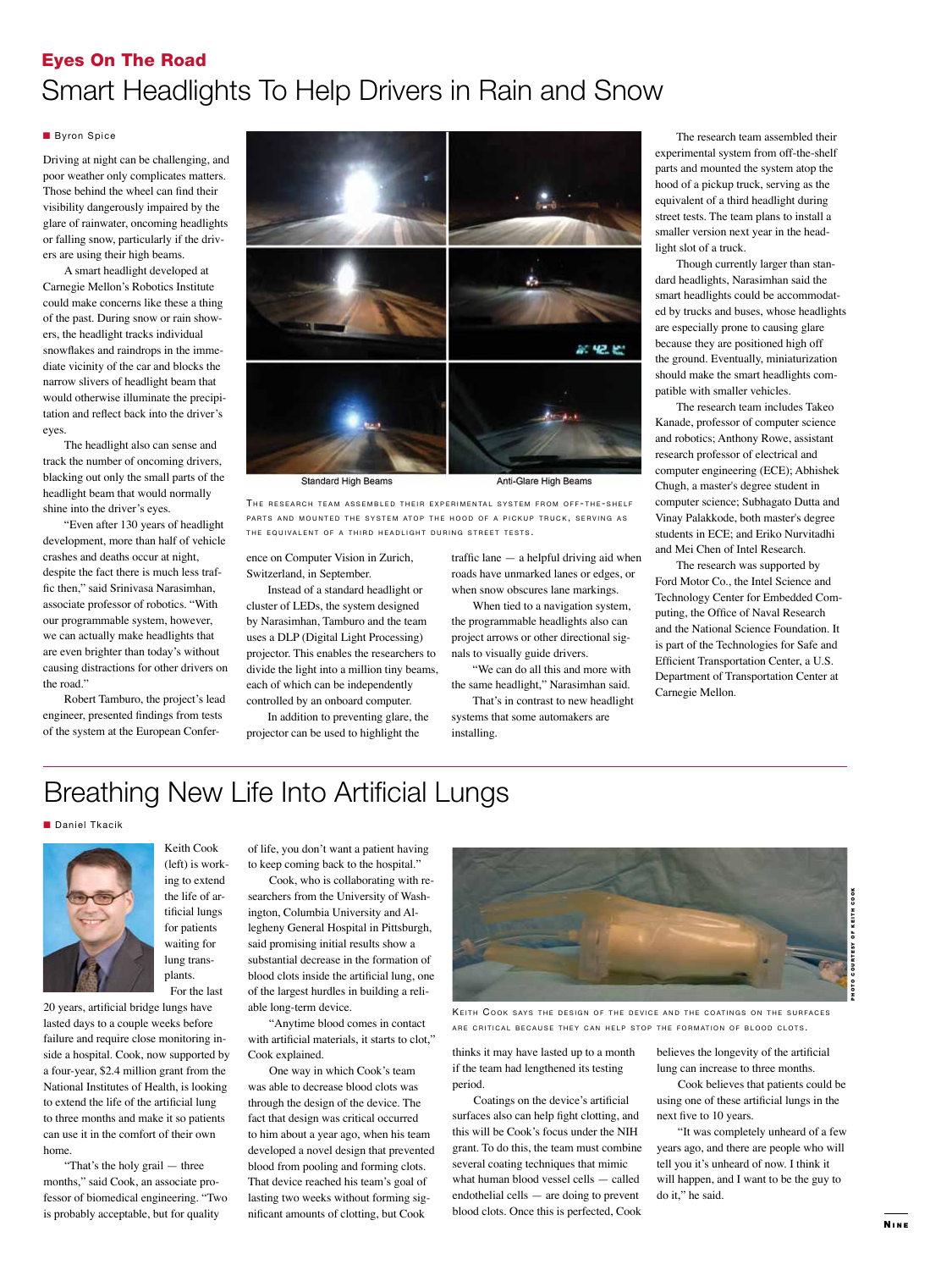## Eyes On The Road

# Smart Headlights To Help Drivers in Rain and Snow

Byron Spice

Driving at night can be challenging, and poor weather only complicates matters. Those behind the wheel can find their visibility dangerously impaired by the glare of rainwater, oncoming headlights or falling snow, particularly if the drivers are using their high beams.

A smart headlight developed at Carnegie Mellon's Robotics Institute could make concerns like these a thing of the past. During snow or rain showers, the headlight tracks individual snowflakes and raindrops in the immediate vicinity of the car and blocks the narrow slivers of headlight beam that would otherwise illuminate the precipitation and reflect back into the driver's eyes.

The headlight also can sense and track the number of oncoming drivers, blacking out only the small parts of the headlight beam that would normally shine into the driver's eyes.

"Even after 130 years of headlight development, more than half of vehicle crashes and deaths occur at night, despite the fact there is much less traffic then," said Srinivasa Narasimhan, associate professor of robotics. "With our programmable system, however, we can actually make headlights that are even brighter than today's without causing distractions for other drivers on the road."

Robert Tamburo, the project's lead engineer, presented findings from tests of the system at the European Conference on Computer Vision in Zurich, Switzerland, in September.

Instead of a standard headlight or cluster of LEDs, the system designed by Narasimhan, Tamburo and the team uses a DLP (Digital Light Processing) projector. This enables the researchers to divide the light into a million tiny beams, each of which can be independently controlled by an onboard computer.

In addition to preventing glare, the projector can be used to highlight the traffic lane — a helpful driving aid when roads have unmarked lanes or edges, or when snow obscures lane markings.

When tied to a navigation system, the programmable headlights also can project arrows or other directional signals to visually guide drivers.

"We can do all this and more with the same headlight," Narasimhan said.

That's in contrast to new headlight systems that some automakers are installing.

Standard High Beams | Anti-Glare High Beams

The research team assembled their experimental system from off-the-shelf parts and mounted the system atop the hood of a pickup truck, serving as the equivalent of a third headlight during street tests.

The research team assembled their experimental system from off-the-shelf parts and mounted the system atop the hood of a pickup truck, serving as the equivalent of a third headlight during street tests. The team plans to install a smaller version next year in the headlight slot of a truck.

Though currently larger than standard headlights, Narasimhan said the smart headlights could be accommodated by trucks and buses, whose headlights are especially prone to causing glare because they are positioned high off the ground. Eventually, miniaturization should make the smart headlights compatible with smaller vehicles.

The research team includes Takeo Kanade, professor of computer science and robotics; Anthony Rowe, assistant research professor of electrical and computer engineering (ECE); Abhishek Chugh, a master's degree student in computer science; Subhagato Dutta and Vinay Palakkode, both master's degree students in ECE; and Eriko Nurvitadhi and Mei Chen of Intel Research.

The research was supported by Ford Motor Co., the Intel Science and Technology Center for Embedded Computing, the Office of Naval Research and the National Science Foundation. It is part of the Technologies for Safe and Efficient Transportation Center, a U.S. Department of Transportation Center at Carnegie Mellon.

# Breathing New Life Into Artificial Lungs

Daniel Tkacik

Keith Cook (left) is working to extend the life of artificial lungs for patients waiting for lung transplants.

For the last 20 years, artificial bridge lungs have lasted days to a couple weeks before failure and require close monitoring inside a hospital. Cook, now supported by a four-year, $2.4 million grant from the National Institutes of Health, is looking to extend the life of the artificial lung to three months and make it so patients can use it in the comfort of their own home.

"That's the holy grail — three months," said Cook, an associate professor of biomedical engineering. "Two is probably acceptable, but for quality of life, you don't want a patient having to keep coming back to the hospital."

Cook, who is collaborating with researchers from the University of Washington, Columbia University and Allegheny General Hospital in Pittsburgh, said promising initial results show a substantial decrease in the formation of blood clots inside the artificial lung, one of the largest hurdles in building a reliable long-term device.

"Anytime blood comes in contact with artificial materials, it starts to clot," Cook explained.

One way in which Cook's team was able to decrease blood clots was through the design of the device. The fact that design was critical occurred to him about a year ago, when his team developed a novel design that prevented blood from pooling and forming clots. That device reached his team's goal of lasting two weeks without forming significant amounts of clotting, but Cook thinks it may have lasted up to a month if the team had lengthened its testing period.

Coatings on the device's artificial surfaces also can help fight clotting, and this will be Cook's focus under the NIH grant. To do this, the team must combine several coating techniques that mimic what human blood vessel cells — called endothelial cells — are doing to prevent blood clots. Once this is perfected, Cook believes the longevity of the artificial lung can increase to three months.

Cook believes that patients could be using one of these artificial lungs in the next five to 10 years.

"It was completely unheard of a few years ago, and there are people who will tell you it's unheard of now. I think it will happen, and I want to be the guy to do it," he said.

Keith Cook says the design of the device and the coatings on the surfaces are critical because they can help stop the formation of blood clots.

Photo courtesy of Keith Cook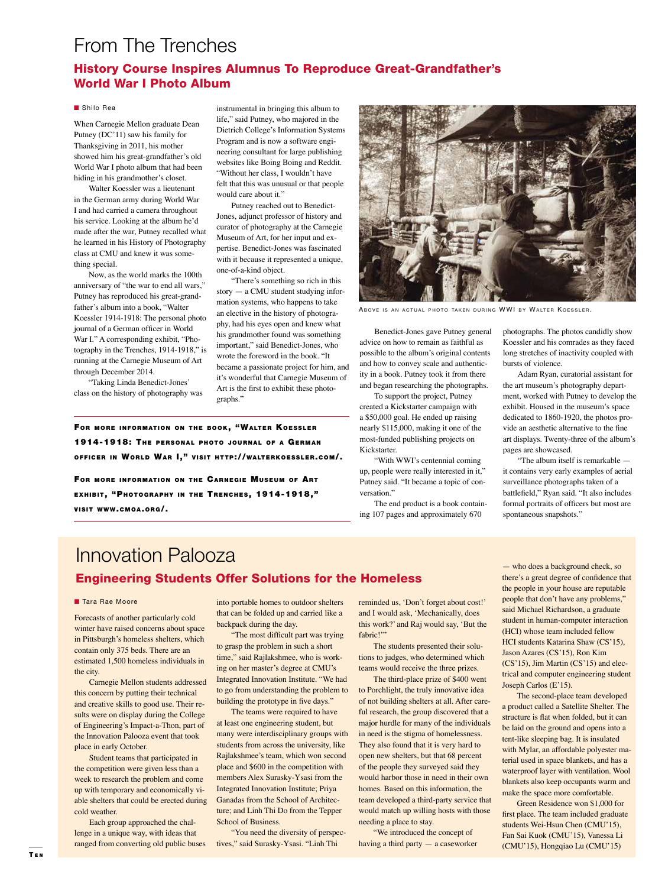# From The Trenches

## History Course Inspires Alumnus To Reproduce Great-Grandfather's World War I Photo Album

■ Shilo Rea

When Carnegie Mellon graduate Dean Putney (DC'11) saw his family for Thanksgiving in 2011, his mother showed him his great-grandfather's old World War I photo album that had been hiding in his grandmother's closet.

Walter Koessler was a lieutenant in the German army during World War I and had carried a camera throughout his service. Looking at the album he'd made after the war, Putney recalled what he learned in his History of Photography class at CMU and knew it was something special.

Now, as the world marks the 100th anniversary of "the war to end all wars," Putney has reproduced his great-grandfather's album into a book, "Walter Koessler 1914-1918: The personal photo journal of a German officer in World War I." A corresponding exhibit, "Photography in the Trenches, 1914-1918," is running at the Carnegie Museum of Art through December 2014.

"Taking Linda Benedict-Jones' class on the history of photography was instrumental in bringing this album to life," said Putney, who majored in the Dietrich College's Information Systems Program and is now a software engineering consultant for large publishing websites like Boing Boing and Reddit. "Without her class, I wouldn't have felt that this was unusual or that people would care about it."

Putney reached out to Benedict-Jones, adjunct professor of history and curator of photography at the Carnegie Museum of Art, for her input and expertise. Benedict-Jones was fascinated with it because it represented a unique, one-of-a-kind object.

"There's something so rich in this story — a CMU student studying information systems, who happens to take an elective in the history of photography, had his eyes open and knew what his grandmother found was something important," said Benedict-Jones, who wrote the foreword in the book. "It became a passionate project for him, and it's wonderful that Carnegie Museum of Art is the first to exhibit these photographs."

**For more information on the book, "Walter Koessler 1914-1918: The personal photo journal of a German officer in World War I," visit http://walterkoessler.com/.**

**For more information on the Carnegie Museum of Art exhibit, "Photography in the Trenches, 1914-1918," visit www.cmoa.org/.**

Above is an actual photo taken during WWI by Walter Koessler.

Benedict-Jones gave Putney general advice on how to remain as faithful as possible to the album's original contents and how to convey scale and authenticity in a book. Putney took it from there and began researching the photographs.

To support the project, Putney created a Kickstarter campaign with a $50,000 goal. He ended up raising nearly $115,000, making it one of the most-funded publishing projects on Kickstarter.

"With WWI's centennial coming up, people were really interested in it," Putney said. "It became a topic of conversation."

The end product is a book containing 107 pages and approximately 670 photographs. The photos candidly show Koessler and his comrades as they faced long stretches of inactivity coupled with bursts of violence.

Adam Ryan, curatorial assistant for the art museum's photography department, worked with Putney to develop the exhibit. Housed in the museum's space dedicated to 1860-1920, the photos provide an aesthetic alternative to the fine art displays. Twenty-three of the album's pages are showcased.

"The album itself is remarkable — it contains very early examples of aerial surveillance photographs taken of a battlefield," Ryan said. "It also includes formal portraits of officers but most are spontaneous snapshots."

# Innovation Palooza

## Engineering Students Offer Solutions for the Homeless

■ Tara Rae Moore

Forecasts of another particularly cold winter have raised concerns about space in Pittsburgh's homeless shelters, which contain only 375 beds. There are an estimated 1,500 homeless individuals in the city.

Carnegie Mellon students addressed this concern by putting their technical and creative skills to good use. Their results were on display during the College of Engineering's Impact-a-Thon, part of the Innovation Palooza event that took place in early October.

Student teams that participated in the competition were given less than a week to research the problem and come up with temporary and economically viable shelters that could be erected during cold weather.

Each group approached the challenge in a unique way, with ideas that ranged from converting old public buses into portable homes to outdoor shelters that can be folded up and carried like a backpack during the day.

"The most difficult part was trying to grasp the problem in such a short time," said Rajlakshmee, who is working on her master's degree at CMU's Integrated Innovation Institute. "We had to go from understanding the problem to building the prototype in five days."

The teams were required to have at least one engineering student, but many were interdisciplinary groups with students from across the university, like Rajlakshmee's team, which won second place and $600 in the competition with members Alex Surasky-Ysasi from the Integrated Innovation Institute; Priya Ganadas from the School of Architecture; and Linh Thi Do from the Tepper School of Business.

"You need the diversity of perspectives," said Surasky-Ysasi. "Linh Thi reminded us, 'Don't forget about cost!' and I would ask, 'Mechanically, does this work?' and Raj would say, 'But the fabric!'"

The students presented their solutions to judges, who determined which teams would receive the three prizes.

The third-place prize of $400 went to Porchlight, the truly innovative idea of not building shelters at all. After careful research, the group discovered that a major hurdle for many of the individuals in need is the stigma of homelessness. They also found that it is very hard to open new shelters, but that 68 percent of the people they surveyed said they would harbor those in need in their own homes. Based on this information, the team developed a third-party service that would match up willing hosts with those needing a place to stay.

"We introduced the concept of having a third party — a caseworker — who does a background check, so there's a great degree of confidence that the people in your house are reputable people that don't have any problems," said Michael Richardson, a graduate student in human-computer interaction (HCI) whose team included fellow HCI students Katarina Shaw (CS'15), Jason Azares (CS'15), Ron Kim (CS'15), Jim Martin (CS'15) and electrical and computer engineering student Joseph Carlos (E'15).

The second-place team developed a product called a Satellite Shelter. The structure is flat when folded, but it can be laid on the ground and opens into a tent-like sleeping bag. It is insulated with Mylar, an affordable polyester material used in space blankets, and has a waterproof layer with ventilation. Wool blankets also keep occupants warm and make the space more comfortable.

Green Residence won $1,000 for first place. The team included graduate students Wei-Hsun Chen (CMU'15), Fan Sai Kuok (CMU'15), Vanessa Li (CMU'15), Hongqiao Lu (CMU'15)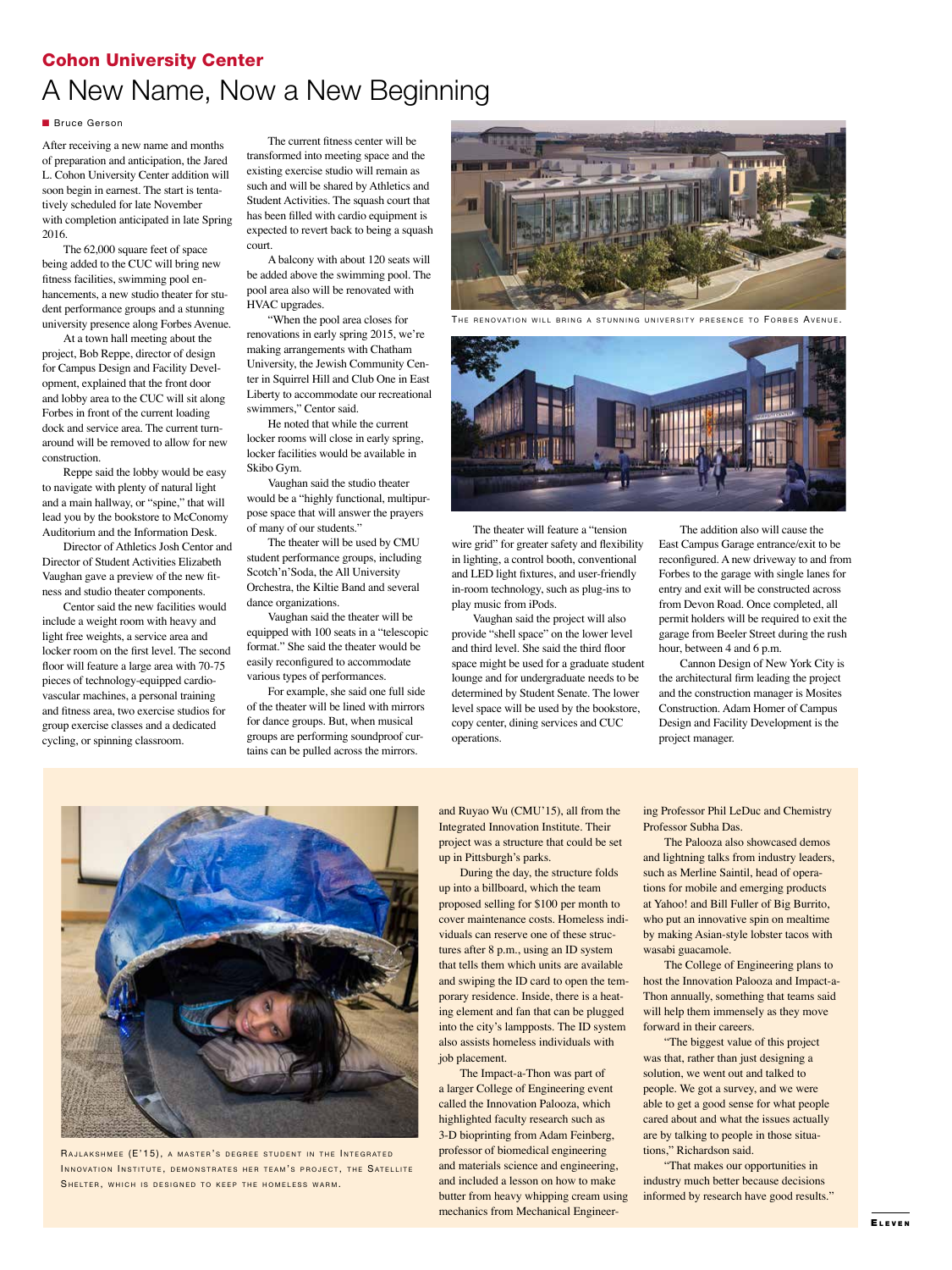## Cohon University Center

# A New Name, Now a New Beginning

Bruce Gerson

After receiving a new name and months of preparation and anticipation, the Jared L. Cohon University Center addition will soon begin in earnest. The start is tentatively scheduled for late November with completion anticipated in late Spring 2016.

The 62,000 square feet of space being added to the CUC will bring new fitness facilities, swimming pool enhancements, a new studio theater for student performance groups and a stunning university presence along Forbes Avenue.

At a town hall meeting about the project, Bob Reppe, director of design for Campus Design and Facility Development, explained that the front door and lobby area to the CUC will sit along Forbes in front of the current loading dock and service area. The current turnaround will be removed to allow for new construction.

Reppe said the lobby would be easy to navigate with plenty of natural light and a main hallway, or "spine," that will lead you by the bookstore to McConomy Auditorium and the Information Desk.

Director of Athletics Josh Centor and Director of Student Activities Elizabeth Vaughan gave a preview of the new fitness and studio theater components.

Centor said the new facilities would include a weight room with heavy and light free weights, a service area and locker room on the first level. The second floor will feature a large area with 70-75 pieces of technology-equipped cardiovascular machines, a personal training and fitness area, two exercise studios for group exercise classes and a dedicated cycling, or spinning classroom.

The current fitness center will be transformed into meeting space and the existing exercise studio will remain as such and will be shared by Athletics and Student Activities. The squash court that has been filled with cardio equipment is expected to revert back to being a squash court.

A balcony with about 120 seats will be added above the swimming pool. The pool area also will be renovated with HVAC upgrades.

"When the pool area closes for renovations in early spring 2015, we're making arrangements with Chatham University, the Jewish Community Center in Squirrel Hill and Club One in East Liberty to accommodate our recreational swimmers," Centor said.

He noted that while the current locker rooms will close in early spring, locker facilities would be available in Skibo Gym.

Vaughan said the studio theater would be a "highly functional, multipurpose space that will answer the prayers of many of our students."

The theater will be used by CMU student performance groups, including Scotch'n'Soda, the All University Orchestra, the Kiltie Band and several dance organizations.

Vaughan said the theater will be equipped with 100 seats in a "telescopic format." She said the theater would be easily reconfigured to accommodate various types of performances.

For example, she said one full side of the theater will be lined with mirrors for dance groups. But, when musical groups are performing soundproof curtains can be pulled across the mirrors.

The renovation will bring a stunning university presence to Forbes Avenue.

The theater will feature a "tension wire grid" for greater safety and flexibility in lighting, a control booth, conventional and LED light fixtures, and user-friendly in-room technology, such as plug-ins to play music from iPods.

Vaughan said the project will also provide "shell space" on the lower level and third level. She said the third floor space might be used for a graduate student lounge and for undergraduate needs to be determined by Student Senate. The lower level space will be used by the bookstore, copy center, dining services and CUC operations.

The addition also will cause the East Campus Garage entrance/exit to be reconfigured. A new driveway to and from Forbes to the garage with single lanes for entry and exit will be constructed across from Devon Road. Once completed, all permit holders will be required to exit the garage from Beeler Street during the rush hour, between 4 and 6 p.m.

Cannon Design of New York City is the architectural firm leading the project and the construction manager is Mosites Construction. Adam Homer of Campus Design and Facility Development is the project manager.

---

Rajlakshmee (E'15), a master's degree student in the Integrated Innovation Institute, demonstrates her team's project, the Satellite Shelter, which is designed to keep the homeless warm.

and Ruyao Wu (CMU'15), all from the Integrated Innovation Institute. Their project was a structure that could be set up in Pittsburgh's parks.

During the day, the structure folds up into a billboard, which the team proposed selling for $100 per month to cover maintenance costs. Homeless individuals can reserve one of these structures after 8 p.m., using an ID system that tells them which units are available and swiping the ID card to open the temporary residence. Inside, there is a heating element and fan that can be plugged into the city's lampposts. The ID system also assists homeless individuals with job placement.

The Impact-a-Thon was part of a larger College of Engineering event called the Innovation Palooza, which highlighted faculty research such as 3-D bioprinting from Adam Feinberg, professor of biomedical engineering and materials science and engineering, and included a lesson on how to make butter from heavy whipping cream using mechanics from Mechanical Engineering Professor Phil LeDuc and Chemistry Professor Subha Das.

The Palooza also showcased demos and lightning talks from industry leaders, such as Merline Saintil, head of operations for mobile and emerging products at Yahoo! and Bill Fuller of Big Burrito, who put an innovative spin on mealtime by making Asian-style lobster tacos with wasabi guacamole.

The College of Engineering plans to host the Innovation Palooza and Impact-a-Thon annually, something that teams said will help them immensely as they move forward in their careers.

"The biggest value of this project was that, rather than just designing a solution, we went out and talked to people. We got a survey, and we were able to get a good sense for what people cared about and what the issues actually are by talking to people in those situations," Richardson said.

"That makes our opportunities in industry much better because decisions informed by research have good results."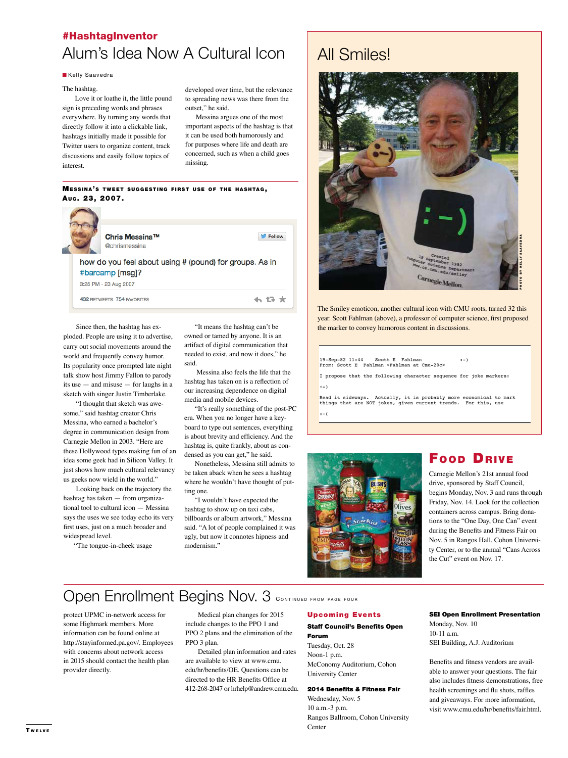**#HashtagInventor**

# Alum's Idea Now A Cultural Icon

Kelly Saavedra

The hashtag.

Love it or loathe it, the little pound sign is preceding words and phrases everywhere. By turning any words that directly follow it into a clickable link, hashtags initially made it possible for Twitter users to organize content, track discussions and easily follow topics of interest.

**Messina's tweet suggesting first use of the hashtag, Aug. 23, 2007.**

> Chris Messina™ @chrismessina
>
> how do you feel about using # (pound) for groups. As in #barcamp [msg]?
>
> 3:25 PM - 23 Aug 2007
>
> 432 RETWEETS 754 FAVORITES

Since then, the hashtag has exploded. People are using it to advertise, carry out social movements around the world and frequently convey humor. Its popularity once prompted late night talk show host Jimmy Fallon to parody its use — and misuse — for laughs in a sketch with singer Justin Timberlake.

"I thought that sketch was awesome," said hashtag creator Chris Messina, who earned a bachelor's degree in communication design from Carnegie Mellon in 2003. "Here are these Hollywood types making fun of an idea some geek had in Silicon Valley. It just shows how much cultural relevancy us geeks now wield in the world."

Looking back on the trajectory the hashtag has taken — from organizational tool to cultural icon — Messina says the uses we see today echo its very first uses, just on a much broader and widespread level.

"The tongue-in-cheek usage developed over time, but the relevance to spreading news was there from the outset," he said.

Messina argues one of the most important aspects of the hashtag is that it can be used both humorously and for purposes where life and death are concerned, such as when a child goes missing.

"It means the hashtag can't be owned or tamed by anyone. It is an artifact of digital communication that needed to exist, and now it does," he said.

Messina also feels the life that the hashtag has taken on is a reflection of our increasing dependence on digital media and mobile devices.

"It's really something of the post-PC era. When you no longer have a keyboard to type out sentences, everything is about brevity and efficiency. And the hashtag is, quite frankly, about as condensed as you can get," he said.

Nonetheless, Messina still admits to be taken aback when he sees a hashtag where he wouldn't have thought of putting one.

"I wouldn't have expected the hashtag to show up on taxi cabs, billboards or album artwork," Messina said. "A lot of people complained it was ugly, but now it connotes hipness and modernism."

# All Smiles!

PHOTO BY KELLY SAAVEDRA

The Smiley emoticon, another cultural icon with CMU roots, turned 32 this year. Scott Fahlman (above), a professor of computer science, first proposed the marker to convey humorous content in discussions.

```
19-Sep-82 11:44    Scott E  Fahlman              :-)
From: Scott E  Fahlman <Fahlman at Cmu-20c>

I propose that the following character sequence for joke markers:

:-)

Read it sideways.  Actually, it is probably more economical to mark
things that are NOT jokes, given current trends.  For this, use

:-(
```

# Food Drive

Carnegie Mellon's 21st annual food drive, sponsored by Staff Council, begins Monday, Nov. 3 and runs through Friday, Nov. 14. Look for the collection containers across campus. Bring donations to the "One Day, One Can" event during the Benefits and Fitness Fair on Nov. 5 in Rangos Hall, Cohon University Center, or to the annual "Cans Across the Cut" event on Nov. 17.

# Open Enrollment Begins Nov. 3 Continued from page four

protect UPMC in-network access for some Highmark members. More information can be found online at http://stayinformed.pa.gov/. Employees with concerns about network access in 2015 should contact the health plan provider directly.

Medical plan changes for 2015 include changes to the PPO 1 and PPO 2 plans and the elimination of the PPO 3 plan.

Detailed plan information and rates are available to view at www.cmu.edu/hr/benefits/OE. Questions can be directed to the HR Benefits Office at 412-268-2047 or hrhelp@andrew.cmu.edu.

**Upcoming Events**

**Staff Council's Benefits Open Forum**
Tuesday, Oct. 28
Noon-1 p.m.
McConomy Auditorium, Cohon University Center

**2014 Benefits & Fitness Fair**
Wednesday, Nov. 5
10 a.m.-3 p.m.
Rangos Ballroom, Cohon University Center

**SEI Open Enrollment Presentation**
Monday, Nov. 10
10-11 a.m.
SEI Building, A.J. Auditorium

Benefits and fitness vendors are available to answer your questions. The fair also includes fitness demonstrations, free health screenings and flu shots, raffles and giveaways. For more information, visit www.cmu.edu/hr/benefits/fair.html.